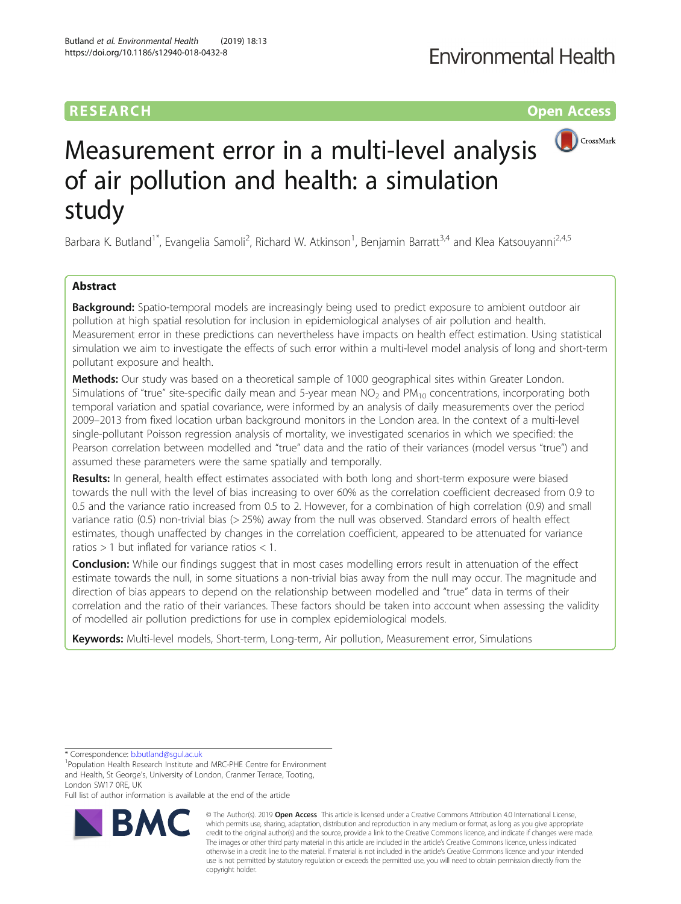RESEARCH

Open Access

# Measurement error in a multi-level analysis of air pollution and health: a simulation study

Barbara K. Butland[1*], Evangelia Samoli[2], Richard W. Atkinson[1], Benjamin Barratt[3,4] and Klea Katsouyanni[2,4,5]

## Abstract

**Background:** Spatio-temporal models are increasingly being used to predict exposure to ambient outdoor air pollution at high spatial resolution for inclusion in epidemiological analyses of air pollution and health. Measurement error in these predictions can nevertheless have impacts on health effect estimation. Using statistical simulation we aim to investigate the effects of such error within a multi-level model analysis of long and short-term pollutant exposure and health.

**Methods:** Our study was based on a theoretical sample of 1000 geographical sites within Greater London. Simulations of "true" site-specific daily mean and 5-year mean $NO_2$ and $PM_{10}$ concentrations, incorporating both temporal variation and spatial covariance, were informed by an analysis of daily measurements over the period 2009–2013 from fixed location urban background monitors in the London area. In the context of a multi-level single-pollutant Poisson regression analysis of mortality, we investigated scenarios in which we specified: the Pearson correlation between modelled and "true" data and the ratio of their variances (model versus "true") and assumed these parameters were the same spatially and temporally.

**Results:** In general, health effect estimates associated with both long and short-term exposure were biased towards the null with the level of bias increasing to over 60% as the correlation coefficient decreased from 0.9 to 0.5 and the variance ratio increased from 0.5 to 2. However, for a combination of high correlation (0.9) and small variance ratio (0.5) non-trivial bias (> 25%) away from the null was observed. Standard errors of health effect estimates, though unaffected by changes in the correlation coefficient, appeared to be attenuated for variance ratios > 1 but inflated for variance ratios < 1.

**Conclusion:** While our findings suggest that in most cases modelling errors result in attenuation of the effect estimate towards the null, in some situations a non-trivial bias away from the null may occur. The magnitude and direction of bias appears to depend on the relationship between modelled and "true" data in terms of their correlation and the ratio of their variances. These factors should be taken into account when assessing the validity of modelled air pollution predictions for use in complex epidemiological models.

**Keywords:** Multi-level models, Short-term, Long-term, Air pollution, Measurement error, Simulations

\* Correspondence: b.butland@sgul.ac.uk

[1]Population Health Research Institute and MRC-PHE Centre for Environment and Health, St George's, University of London, Cranmer Terrace, Tooting, London SW17 0RE, UK

Full list of author information is available at the end of the article

© The Author(s). 2019 **Open Access** This article is distributed under the terms of the Creative Commons Attribution 4.0 International License (http://creativecommons.org/licenses/by/4.0/), which permits use, sharing, adaptation, distribution and reproduction in any medium or format, as long as you give appropriate credit to the original author(s) and the source, provide a link to the Creative Commons license, and indicate if changes were made. The images or other third party material in this article are included in the article's Creative Commons licence, unless indicated otherwise in a credit line to the material. If material is not included in the article's Creative Commons licence and your intended use is not permitted by statutory regulation or exceeds the permitted use, you will need to obtain permission directly from the copyright holder.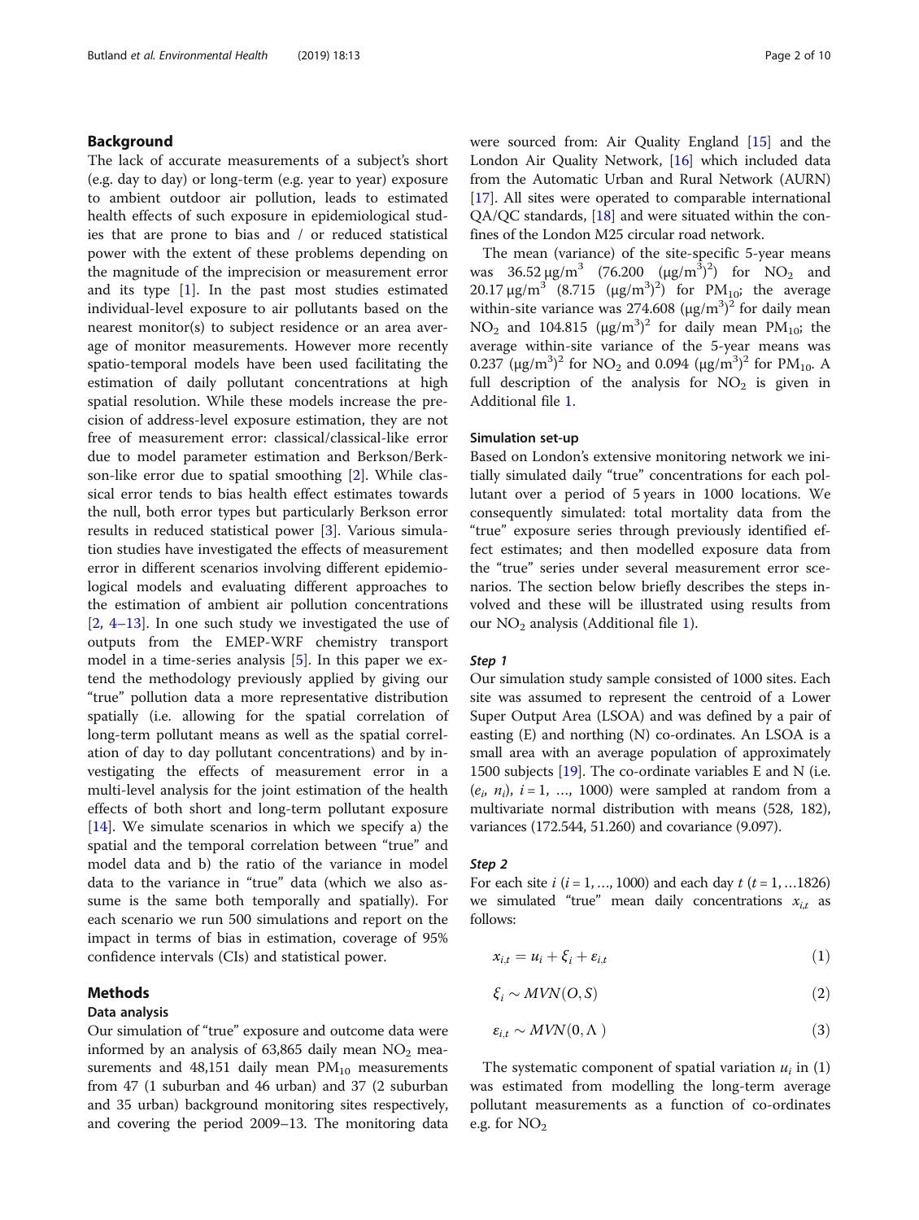## Background

The lack of accurate measurements of a subject's short (e.g. day to day) or long-term (e.g. year to year) exposure to ambient outdoor air pollution, leads to estimated health effects of such exposure in epidemiological studies that are prone to bias and / or reduced statistical power with the extent of these problems depending on the magnitude of the imprecision or measurement error and its type [1]. In the past most studies estimated individual-level exposure to air pollutants based on the nearest monitor(s) to subject residence or an area average of monitor measurements. However more recently spatio-temporal models have been used facilitating the estimation of daily pollutant concentrations at high spatial resolution. While these models increase the precision of address-level exposure estimation, they are not free of measurement error: classical/classical-like error due to model parameter estimation and Berkson/Berkson-like error due to spatial smoothing [2]. While classical error tends to bias health effect estimates towards the null, both error types but particularly Berkson error results in reduced statistical power [3]. Various simulation studies have investigated the effects of measurement error in different scenarios involving different epidemiological models and evaluating different approaches to the estimation of ambient air pollution concentrations [2, 4–13]. In one such study we investigated the use of outputs from the EMEP-WRF chemistry transport model in a time-series analysis [5]. In this paper we extend the methodology previously applied by giving our "true" pollution data a more representative distribution spatially (i.e. allowing for the spatial correlation of long-term pollutant means as well as the spatial correlation of day to day pollutant concentrations) and by investigating the effects of measurement error in a multi-level analysis for the joint estimation of the health effects of both short and long-term pollutant exposure [14]. We simulate scenarios in which we specify a) the spatial and the temporal correlation between "true" and model data and b) the ratio of the variance in model data to the variance in "true" data (which we also assume is the same both temporally and spatially). For each scenario we run 500 simulations and report on the impact in terms of bias in estimation, coverage of 95% confidence intervals (CIs) and statistical power.

## Methods

### Data analysis

Our simulation of "true" exposure and outcome data were informed by an analysis of 63,865 daily mean $NO_2$ measurements and 48,151 daily mean $PM_{10}$ measurements from 47 (1 suburban and 46 urban) and 37 (2 suburban and 35 urban) background monitoring sites respectively, and covering the period 2009–13. The monitoring data were sourced from: Air Quality England [15] and the London Air Quality Network, [16] which included data from the Automatic Urban and Rural Network (AURN) [17]. All sites were operated to comparable international QA/QC standards, [18] and were situated within the confines of the London M25 circular road network.

The mean (variance) of the site-specific 5-year means was 36.52 μg/m$^3$ (76.200 (μg/m$^3$)$^2$) for $NO_2$ and 20.17 μg/m$^3$ (8.715 (μg/m$^3$)$^2$) for $PM_{10}$; the average within-site variance was 274.608 (μg/m$^3$)$^2$ for daily mean $NO_2$ and 104.815 (μg/m$^3$)$^2$ for daily mean $PM_{10}$; the average within-site variance of the 5-year means was 0.237 (μg/m$^3$)$^2$ for $NO_2$ and 0.094 (μg/m$^3$)$^2$ for $PM_{10}$. A full description of the analysis for $NO_2$ is given in Additional file 1.

### Simulation set-up

Based on London's extensive monitoring network we initially simulated daily "true" concentrations for each pollutant over a period of 5 years in 1000 locations. We consequently simulated: total mortality data from the "true" exposure series through previously identified effect estimates; and then modelled exposure data from the "true" series under several measurement error scenarios. The section below briefly describes the steps involved and these will be illustrated using results from our $NO_2$ analysis (Additional file 1).

#### *Step 1*

Our simulation study sample consisted of 1000 sites. Each site was assumed to represent the centroid of a Lower Super Output Area (LSOA) and was defined by a pair of easting (E) and northing (N) co-ordinates. An LSOA is a small area with an average population of approximately 1500 subjects [19]. The co-ordinate variables E and N (i.e. $(e_i, n_i)$, $i = 1, \ldots, 1000$) were sampled at random from a multivariate normal distribution with means (528, 182), variances (172.544, 51.260) and covariance (9.097).

#### *Step 2*

For each site $i$ ($i = 1, \ldots, 1000$) and each day $t$ ($t = 1, \ldots 1826$) we simulated "true" mean daily concentrations $x_{i,t}$ as follows:

$$x_{i,t} = u_i + \xi_i + \varepsilon_{i,t} \tag{1}$$

$$\xi_i \sim MVN(O, S) \tag{2}$$

$$\varepsilon_{i,t} \sim MVN(0, \Lambda) \tag{3}$$

The systematic component of spatial variation $u_i$ in (1) was estimated from modelling the long-term average pollutant measurements as a function of co-ordinates e.g. for $NO_2$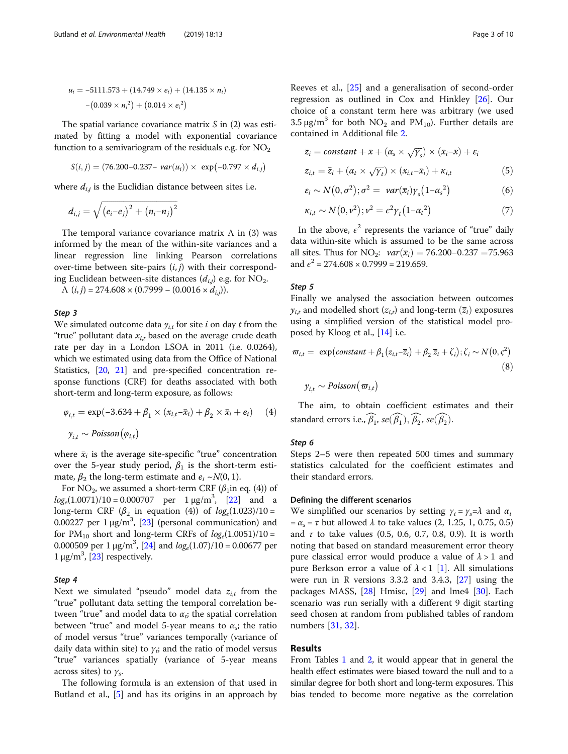$$u_i = -5111.573 + (14.749 \times e_i) + (14.135 \times n_i)$$
$$-(0.039 \times n_i{}^2) + (0.014 \times e_i{}^2)$$

The spatial variance covariance matrix $S$ in (2) was estimated by fitting a model with exponential covariance function to a semivariogram of the residuals e.g. for $NO_2$

$$S(i,j) = (76.200 - 0.237 - var(u_i)) \times \exp(-0.797 \times d_{i,j})$$

where $d_{i,j}$ is the Euclidian distance between sites i.e.

$$d_{i,j} = \sqrt{(e_i - e_j)^2 + (n_i - n_j)^2}$$

The temporal variance covariance matrix $\Lambda$ in (3) was informed by the mean of the within-site variances and a linear regression line linking Pearson correlations over-time between site-pairs $(i, j)$ with their corresponding Euclidean between-site distances $(d_{i,j})$ e.g. for $NO_2$.

$\Lambda(i, j) = 274.608 \times (0.7999 - (0.0016 \times d_{i,j}))$.

### Step 3

We simulated outcome data $y_{i,t}$ for site $i$ on day $t$ from the "true" pollutant data $x_{i,t}$ based on the average crude death rate per day in a London LSOA in 2011 (i.e. 0.0264), which we estimated using data from the Office of National Statistics, [20, 21] and pre-specified concentration response functions (CRF) for deaths associated with both short-term and long-term exposure, as follows:

$$\varphi_{i,t} = \exp(-3.634 + \beta_1 \times (x_{i,t} - \bar{x}_i) + \beta_2 \times \bar{x}_i + e_i) \tag{4}$$

$$y_{i,t} \sim Poisson(\varphi_{i,t})$$

where $\bar{x}_i$ is the average site-specific "true" concentration over the 5-year study period, $\beta_1$ is the short-term estimate, $\beta_2$ the long-term estimate and $e_i \sim N(0, 1)$.

For $NO_2$, we assumed a short-term CRF ($\beta_1$in eq. (4)) of $log_e(1.0071)/10 = 0.000707$ per 1 $\mu g/m^3$, [22] and a long-term CRF ($\beta_2$ in equation (4)) of $log_e(1.023)/10 = 0.00227$ per 1 $\mu g/m^3$, [23] (personal communication) and for $PM_{10}$ short and long-term CRFs of $log_e(1.0051)/10 = 0.000509$ per 1 $\mu g/m^3$, [24] and $log_e(1.07)/10 = 0.00677$ per 1 $\mu g/m^3$, [23] respectively.

### Step 4

Next we simulated "pseudo" model data $z_{i,t}$ from the "true" pollutant data setting the temporal correlation between "true" and model data to $\alpha_t$; the spatial correlation between "true" and model 5-year means to $\alpha_s$; the ratio of model versus "true" variances temporally (variance of daily data within site) to $\gamma_t$; and the ratio of model versus "true" variances spatially (variance of 5-year means across sites) to $\gamma_s$.

The following formula is an extension of that used in Butland et al., [5] and has its origins in an approach by Reeves et al., [25] and a generalisation of second-order regression as outlined in Cox and Hinkley [26]. Our choice of a constant term here was arbitrary (we used 3.5 $\mu g/m^3$ for both $NO_2$ and $PM_{10}$). Further details are contained in Additional file 2.

$$\bar{z}_i = constant + \bar{x} + (\alpha_s \times \sqrt{\gamma_s}) \times (\bar{x}_i - \bar{x}) + \varepsilon_i$$

$$z_{i,t} = \bar{z}_i + (\alpha_t \times \sqrt{\gamma_t}) \times (x_{i,t} - \bar{x}_i) + \kappa_{i,t} \tag{5}$$

$$\varepsilon_i \sim N(0, \sigma^2); \sigma^2 = var(\bar{x}_i)\gamma_s(1 - \alpha_s{}^2) \tag{6}$$

$$\kappa_{i,t} \sim N(0, \nu^2); \nu^2 = \epsilon^2 \gamma_t (1 - \alpha_t{}^2) \tag{7}$$

In the above, $\epsilon^2$ represents the variance of "true" daily data within-site which is assumed to be the same across all sites. Thus for $NO_2$: $var(\bar{x}_i) = 76.200 - 0.237 = 75.963$ and $\epsilon^2 = 274.608 \times 0.7999 = 219.659$.

### Step 5

Finally we analysed the association between outcomes $y_{i,t}$ and modelled short ($z_{i,t}$) and long-term ($\bar{z}_i$) exposures using a simplified version of the statistical model proposed by Kloog et al., [14] i.e.

$$\varpi_{i,t} = \exp(constant + \beta_1(z_{i,t} - \bar{z}_i) + \beta_2 \bar{z}_i + \zeta_i); \zeta_i \sim N(0, \varsigma^2) \tag{8}$$

$$y_{i,t} \sim Poisson(\varpi_{i,t})$$

The aim, to obtain coefficient estimates and their standard errors i.e., $\widehat{\beta_1}, se(\widehat{\beta_1}), \widehat{\beta_2}, se(\widehat{\beta_2})$.

### Step 6

Steps 2–5 were then repeated 500 times and summary statistics calculated for the coefficient estimates and their standard errors.

### Defining the different scenarios

We simplified our scenarios by setting $\gamma_t = \gamma_s = \lambda$ and $\alpha_t = \alpha_s = \tau$ but allowed $\lambda$ to take values (2, 1.25, 1, 0.75, 0.5) and $\tau$ to take values (0.5, 0.6, 0.7, 0.8, 0.9). It is worth noting that based on standard measurement error theory pure classical error would produce a value of $\lambda > 1$ and pure Berkson error a value of $\lambda < 1$ [1]. All simulations were run in R versions 3.3.2 and 3.4.3, [27] using the packages MASS, [28] Hmisc, [29] and lme4 [30]. Each scenario was run serially with a different 9 digit starting seed chosen at random from published tables of random numbers [31, 32].

## Results

From Tables 1 and 2, it would appear that in general the health effect estimates were biased toward the null and to a similar degree for both short and long-term exposures. This bias tended to become more negative as the correlation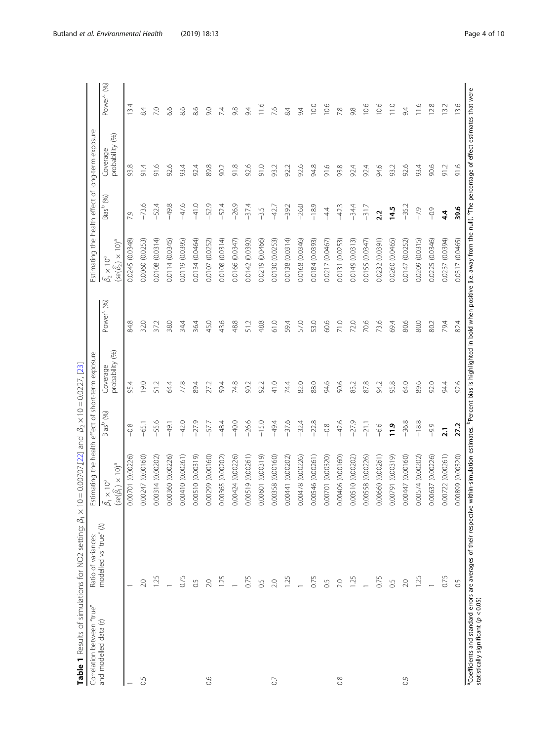**Table 1** Results of simulations for NO2 setting: $\beta_1 \times 10 = 0.00707$,[22] and $\beta_2 \times 10 = 0.0227$, [23]

| Correlation between "true" and modelled data (r) | Ratio of variances: modelled vs "true" (λ) | Estimating the health effect of short-term exposure | | | | Estimating the health effect of long-term exposure | | | |
|---|---|---|---|---|---|---|---|---|---|
| | | $\hat{\beta}_1 \times 10^a$ $(se(\hat{\beta}_1) \times 10)^a$ | Bias[b] (%) | Coverage probability (%) | Power[c] (%) | $\hat{\beta}_2 \times 10^a$ $(se(\hat{\beta}_2) \times 10)^a$ | Bias[b] (%) | Coverage probability (%) | Power[c] (%) |
| 1 | 1 | 0.00701 (0.00226) | −0.8 | 95.4 | 84.8 | 0.0245 (0.0348) | 7.9 | 93.8 | 13.4 |
| 0.5 | 2.0 | 0.00247 (0.00160) | −65.1 | 19.0 | 32.0 | 0.0060 (0.0253) | −73.6 | 91.4 | 8.4 |
| | 1.25 | 0.00314 (0.00202) | −55.6 | 51.2 | 37.2 | 0.0108 (0.0314) | −52.4 | 91.6 | 7.0 |
| | 1 | 0.00360 (0.00226) | −49.1 | 64.4 | 38.0 | 0.0114 (0.0345) | −49.8 | 92.6 | 6.6 |
| | 0.75 | 0.00410 (0.00261) | −42.0 | 77.8 | 34.4 | 0.0119 (0.0395) | −47.6 | 93.4 | 8.6 |
| | 0.5 | 0.00510 (0.00319) | −27.9 | 89.4 | 36.4 | 0.0134 (0.0464) | −41.0 | 92.4 | 8.6 |
| 0.6 | 2.0 | 0.00299 (0.00160) | −57.7 | 27.2 | 45.0 | 0.0107 (0.0252) | −52.9 | 89.8 | 9.0 |
| | 1.25 | 0.00365 (0.00202) | −48.4 | 59.4 | 43.6 | 0.0108 (0.0314) | −52.4 | 90.2 | 7.4 |
| | 1 | 0.00424 (0.00226) | −40.0 | 74.8 | 48.8 | 0.0166 (0.0347) | −26.9 | 91.8 | 9.8 |
| | 0.75 | 0.00519 (0.00261) | −26.6 | 90.2 | 51.2 | 0.0142 (0.0392) | −37.4 | 92.6 | 9.4 |
| | 0.5 | 0.00601 (0.00319) | −15.0 | 92.2 | 48.8 | 0.0219 (0.0466) | −3.5 | 91.0 | 11.6 |
| 0.7 | 2.0 | 0.00358 (0.00160) | −49.4 | 41.0 | 61.0 | 0.0130 (0.0253) | −42.7 | 93.2 | 7.6 |
| | 1.25 | 0.00441 (0.00202) | −37.6 | 74.4 | 59.4 | 0.0138 (0.0314) | −39.2 | 92.2 | 8.4 |
| | 1 | 0.00478 (0.00226) | −32.4 | 82.0 | 57.0 | 0.0168 (0.0346) | −26.0 | 92.6 | 9.4 |
| | 0.75 | 0.00546 (0.00261) | −22.8 | 88.0 | 53.0 | 0.0184 (0.0393) | −18.9 | 94.8 | 10.0 |
| | 0.5 | 0.00701 (0.00320) | −0.8 | 94.6 | 60.6 | 0.0217 (0.0467) | −4.4 | 91.6 | 10.6 |
| 0.8 | 2.0 | 0.00406 (0.00160) | −42.6 | 50.6 | 71.0 | 0.0131 (0.0253) | −42.3 | 93.8 | 7.8 |
| | 1.25 | 0.00510 (0.00202) | −27.9 | 83.2 | 72.0 | 0.0149 (0.0313) | −34.4 | 92.4 | 9.8 |
| | 1 | 0.00558 (0.00226) | −21.1 | 87.8 | 70.6 | 0.0155 (0.0347) | −31.7 | 92.4 | 10.6 |
| | 0.75 | 0.00660 (0.00261) | −6.6 | 94.2 | 73.6 | 0.0232 (0.0391) | **2.2** | 94.6 | 10.6 |
| | 0.5 | 0.00791 (0.00319) | **11.9** | 95.8 | 69.4 | 0.0260 (0.0465) | **14.5** | 93.2 | 11.0 |
| 0.9 | 2.0 | 0.00447 (0.00160) | −36.8 | 64.0 | 80.6 | 0.0147 (0.0252) | −35.2 | 92.6 | 9.4 |
| | 1.25 | 0.00574 (0.00202) | −18.8 | 89.6 | 80.0 | 0.0209 (0.0315) | −7.9 | 93.4 | 11.6 |
| | 1 | 0.00637 (0.00226) | −9.9 | 92.0 | 80.2 | 0.0225 (0.0346) | −0.9 | 90.6 | 12.8 |
| | 0.75 | 0.00722 (0.00261) | **2.1** | 94.4 | 79.4 | 0.0237 (0.0394) | **4.4** | 91.2 | 13.2 |
| | 0.5 | 0.00899 (0.00320) | **27.2** | 92.6 | 82.4 | 0.0317 (0.0465) | **39.6** | 91.6 | 13.6 |

[a]Coefficients and standard errors are averages of their respective within-simulation estimates. [b]Percent bias is highlighted in bold when positive (i.e. away from the null). [c]The percentage of effect estimates that were statistically significant ($p < 0.05$)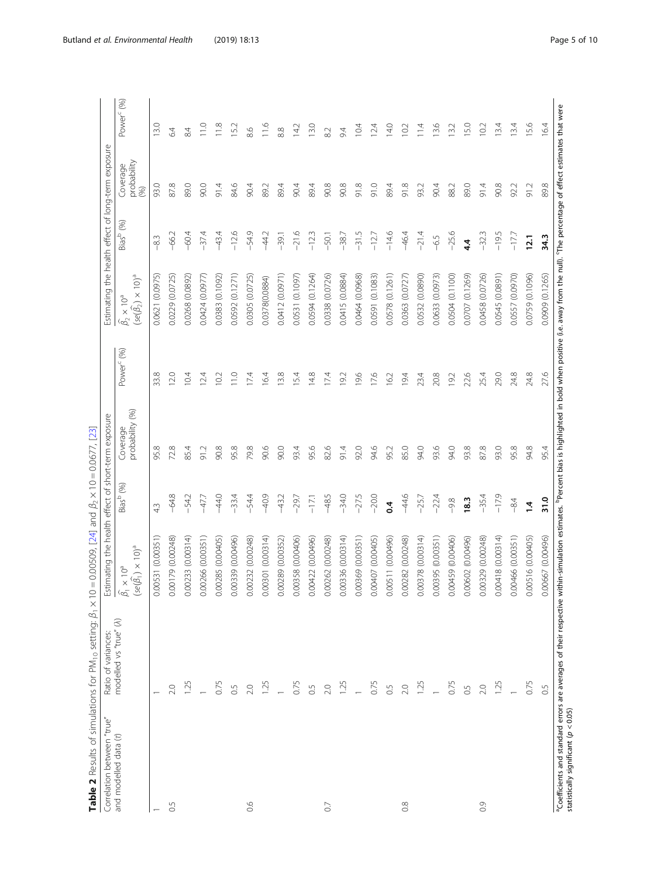**Table 2** Results of simulations for $PM_{10}$ setting: $\beta_1 \times 10 = 0.00509$, [24] and $\beta_2 \times 10 = 0.0677$, [23]

| Correlation between "true" and modelled data (r) | Ratio of variances: modelled vs "true" (λ) | Estimating the health effect of short-term exposure | | | | Estimating the health effect of long-term exposure | | | |
|---|---|---|---|---|---|---|---|---|---|
| | | $\hat{\beta}_1 \times 10^a$ $(se(\hat{\beta}_1) \times 10)^a$ | Bias[b] (%) | Coverage probability (%) | Power[c] (%) | $\hat{\beta}_2 \times 10^a$ $(se(\hat{\beta}_2) \times 10)^a$ | Bias[b] (%) | Coverage probability (%) | Power[c] (%) |
| 1 | 1 | 0.00531 (0.00351) | 4.3 | 95.8 | 33.8 | 0.0621 (0.0975) | −8.3 | 93.0 | 13.0 |
| 0.5 | 2.0 | 0.00179 (0.00248) | −64.8 | 72.8 | 12.0 | 0.0229 (0.0725) | −66.2 | 87.8 | 6.4 |
| | 1.25 | 0.00233 (0.00314) | −54.2 | 85.4 | 10.4 | 0.0268 (0.0892) | −60.4 | 89.0 | 8.4 |
| | 1 | 0.00266 (0.00351) | −47.7 | 91.2 | 12.4 | 0.0424 (0.0977) | −37.4 | 90.0 | 11.0 |
| | 0.75 | 0.00285 (0.00405) | −44.0 | 90.8 | 10.2 | 0.0383 (0.1092) | −43.4 | 91.4 | 11.8 |
| | 0.5 | 0.00339 (0.00496) | −33.4 | 95.8 | 11.0 | 0.0592 (0.1271) | −12.6 | 84.6 | 15.2 |
| 0.6 | 2.0 | 0.00232 (0.00248) | −54.4 | 79.8 | 17.4 | 0.0305 (0.0725) | −54.9 | 90.4 | 8.6 |
| | 1.25 | 0.00301 (0.00314) | −40.9 | 90.6 | 16.4 | 0.0378(0.0884) | −44.2 | 89.2 | 11.6 |
| | 1 | 0.00289 (0.00352) | −43.2 | 90.0 | 13.8 | 0.0412 (0.0971) | −39.1 | 89.4 | 8.8 |
| | 0.75 | 0.00358 (0.00406) | −29.7 | 93.4 | 15.4 | 0.0531 (0.1097) | −21.6 | 90.4 | 14.2 |
| | 0.5 | 0.00422 (0.00496) | −17.1 | 95.6 | 14.8 | 0.0594 (0.1264) | −12.3 | 89.4 | 13.0 |
| 0.7 | 2.0 | 0.00262 (0.00248) | −48.5 | 82.6 | 17.4 | 0.0338 (0.0726) | −50.1 | 90.8 | 8.2 |
| | 1.25 | 0.00336 (0.00314) | −34.0 | 91.4 | 19.2 | 0.0415 (0.0884) | −38.7 | 90.8 | 9.4 |
| | 1 | 0.00369 (0.00351) | −27.5 | 92.0 | 19.6 | 0.0464 (0.0968) | −31.5 | 91.8 | 10.4 |
| | 0.75 | 0.00407 (0.00405) | −20.0 | 94.6 | 17.6 | 0.0591 (0.1083) | −12.7 | 91.0 | 12.4 |
| | 0.5 | 0.00511 (0.00496) | **0.4** | 95.2 | 16.2 | 0.0578 (0.1261) | −14.6 | 89.4 | 14.0 |
| 0.8 | 2.0 | 0.00282 (0.00248) | −44.6 | 85.0 | 19.4 | 0.0363 (0.0727) | −46.4 | 91.8 | 10.2 |
| | 1.25 | 0.00378 (0.00314) | −25.7 | 94.0 | 23.4 | 0.0532 (0.0890) | −21.4 | 93.2 | 11.4 |
| | 1 | 0.00395 (0.00351) | −22.4 | 93.6 | 20.8 | 0.0633 (0.0973) | −6.5 | 90.4 | 13.6 |
| | 0.75 | 0.00459 (0.00406) | −9.8 | 94.0 | 19.2 | 0.0504 (0.1100) | −25.6 | 88.2 | 13.2 |
| | 0.5 | 0.00602 (0.00496) | **18.3** | 93.8 | 22.6 | 0.0707 (0.1269) | **4.4** | 89.0 | 15.0 |
| 0.9 | 2.0 | 0.00329 (0.00248) | −35.4 | 87.8 | 25.4 | 0.0458 (0.0726) | −32.3 | 91.4 | 10.2 |
| | 1.25 | 0.00418 (0.00314) | −17.9 | 93.0 | 29.0 | 0.0545 (0.0891) | −19.5 | 90.8 | 13.4 |
| | 1 | 0.00466 (0.00351) | −8.4 | 95.8 | 24.8 | 0.0557 (0.0970) | −17.7 | 92.2 | 13.4 |
| | 0.75 | 0.00516 (0.00405) | **1.4** | 94.8 | 24.8 | 0.0759 (0.1096) | **12.1** | 91.2 | 15.6 |
| | 0.5 | 0.00667 (0.00496) | **31.0** | 95.4 | 27.6 | 0.0909 (0.1265) | **34.3** | 89.8 | 16.4 |

[a]Coefficients and standard errors are averages of their respective within-simulation estimates. [b]Percent bias is highlighted in bold when positive (i.e. away from the null). [c]The percentage of effect estimates that were statistically significant ($p < 0.05$)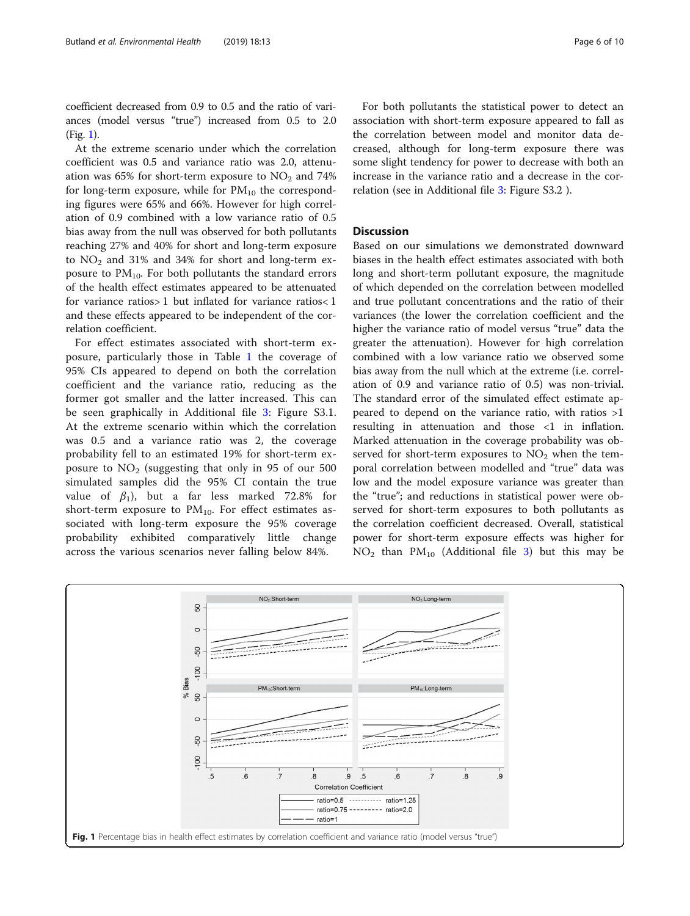coefficient decreased from 0.9 to 0.5 and the ratio of variances (model versus "true") increased from 0.5 to 2.0 (Fig. 1).

At the extreme scenario under which the correlation coefficient was 0.5 and variance ratio was 2.0, attenuation was 65% for short-term exposure to $NO_2$ and 74% for long-term exposure, while for $PM_{10}$ the corresponding figures were 65% and 66%. However for high correlation of 0.9 combined with a low variance ratio of 0.5 bias away from the null was observed for both pollutants reaching 27% and 40% for short and long-term exposure to $NO_2$ and 31% and 34% for short and long-term exposure to $PM_{10}$. For both pollutants the standard errors of the health effect estimates appeared to be attenuated for variance ratios> 1 but inflated for variance ratios< 1 and these effects appeared to be independent of the correlation coefficient.

For effect estimates associated with short-term exposure, particularly those in Table 1 the coverage of 95% CIs appeared to depend on both the correlation coefficient and the variance ratio, reducing as the former got smaller and the latter increased. This can be seen graphically in Additional file 3: Figure S3.1. At the extreme scenario within which the correlation was 0.5 and a variance ratio was 2, the coverage probability fell to an estimated 19% for short-term exposure to $NO_2$ (suggesting that only in 95 of our 500 simulated samples did the 95% CI contain the true value of $\beta_1$), but a far less marked 72.8% for short-term exposure to $PM_{10}$. For effect estimates associated with long-term exposure the 95% coverage probability exhibited comparatively little change across the various scenarios never falling below 84%.

For both pollutants the statistical power to detect an association with short-term exposure appeared to fall as the correlation between model and monitor data decreased, although for long-term exposure there was some slight tendency for power to decrease with both an increase in the variance ratio and a decrease in the correlation (see in Additional file 3: Figure S3.2 ).

## Discussion

Based on our simulations we demonstrated downward biases in the health effect estimates associated with both long and short-term pollutant exposure, the magnitude of which depended on the correlation between modelled and true pollutant concentrations and the ratio of their variances (the lower the correlation coefficient and the higher the variance ratio of model versus "true" data the greater the attenuation). However for high correlation combined with a low variance ratio we observed some bias away from the null which at the extreme (i.e. correlation of 0.9 and variance ratio of 0.5) was non-trivial. The standard error of the simulated effect estimate appeared to depend on the variance ratio, with ratios >1 resulting in attenuation and those <1 in inflation. Marked attenuation in the coverage probability was observed for short-term exposures to $NO_2$ when the temporal correlation between modelled and "true" data was low and the model exposure variance was greater than the "true"; and reductions in statistical power were observed for short-term exposures to both pollutants as the correlation coefficient decreased. Overall, statistical power for short-term exposure effects was higher for $NO_2$ than $PM_{10}$ (Additional file 3) but this may be

$NO_2$:Short-term
$NO_2$:Long-term
$PM_{10}$:Short-term
$PM_{10}$:Long-term
% Bias
50
0
-50
-100
.5 .6 .7 .8 .9
Correlation Coefficient
ratio=0.5
ratio=0.75
ratio=1
ratio=1.25
ratio=2.0

**Fig. 1** Percentage bias in health effect estimates by correlation coefficient and variance ratio (model versus "true")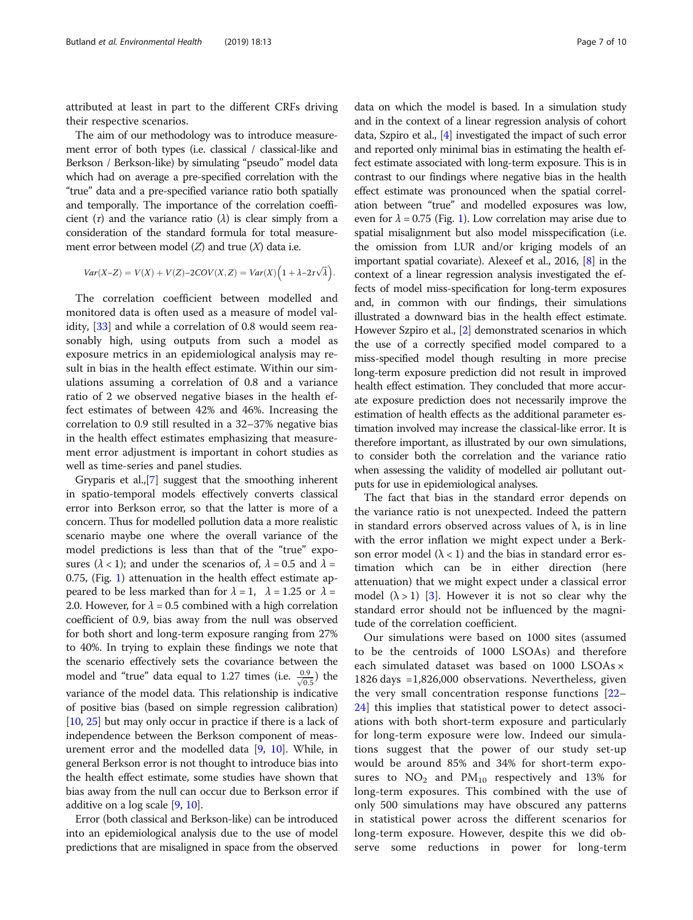attributed at least in part to the different CRFs driving their respective scenarios.

The aim of our methodology was to introduce measurement error of both types (i.e. classical / classical-like and Berkson / Berkson-like) by simulating "pseudo" model data which had on average a pre-specified correlation with the "true" data and a pre-specified variance ratio both spatially and temporally. The importance of the correlation coefficient ($r$) and the variance ratio ($\lambda$) is clear simply from a consideration of the standard formula for total measurement error between model ($Z$) and true ($X$) data i.e.

$$Var(X{-}Z) = V(X) + V(Z){-}2COV(X,Z) = Var(X)\left(1 + \lambda{-}2r\sqrt{\lambda}\right).$$

The correlation coefficient between modelled and monitored data is often used as a measure of model validity, [33] and while a correlation of 0.8 would seem reasonably high, using outputs from such a model as exposure metrics in an epidemiological analysis may result in bias in the health effect estimate. Within our simulations assuming a correlation of 0.8 and a variance ratio of 2 we observed negative biases in the health effect estimates of between 42% and 46%. Increasing the correlation to 0.9 still resulted in a 32–37% negative bias in the health effect estimates emphasizing that measurement error adjustment is important in cohort studies as well as time-series and panel studies.

Gryparis et al.,[7] suggest that the smoothing inherent in spatio-temporal models effectively converts classical error into Berkson error, so that the latter is more of a concern. Thus for modelled pollution data a more realistic scenario maybe one where the overall variance of the model predictions is less than that of the "true" exposures ($\lambda < 1$); and under the scenarios of, $\lambda = 0.5$ and $\lambda = 0.75$, (Fig. 1) attenuation in the health effect estimate appeared to be less marked than for $\lambda = 1$, $\lambda = 1.25$ or $\lambda = 2.0$. However, for $\lambda = 0.5$ combined with a high correlation coefficient of 0.9, bias away from the null was observed for both short and long-term exposure ranging from 27% to 40%. In trying to explain these findings we note that the scenario effectively sets the covariance between the model and "true" data equal to 1.27 times (i.e. $\frac{0.9}{\sqrt{0.5}}$) the variance of the model data. This relationship is indicative of positive bias (based on simple regression calibration) [10, 25] but may only occur in practice if there is a lack of independence between the Berkson component of measurement error and the modelled data [9, 10]. While, in general Berkson error is not thought to introduce bias into the health effect estimate, some studies have shown that bias away from the null can occur due to Berkson error if additive on a log scale [9, 10].

Error (both classical and Berkson-like) can be introduced into an epidemiological analysis due to the use of model predictions that are misaligned in space from the observed data on which the model is based. In a simulation study and in the context of a linear regression analysis of cohort data, Szpiro et al., [4] investigated the impact of such error and reported only minimal bias in estimating the health effect estimate associated with long-term exposure. This is in contrast to our findings where negative bias in the health effect estimate was pronounced when the spatial correlation between "true" and modelled exposures was low, even for $\lambda = 0.75$ (Fig. 1). Low correlation may arise due to spatial misalignment but also model misspecification (i.e. the omission from LUR and/or kriging models of an important spatial covariate). Alexeef et al., 2016, [8] in the context of a linear regression analysis investigated the effects of model miss-specification for long-term exposures and, in common with our findings, their simulations illustrated a downward bias in the health effect estimate. However Szpiro et al., [2] demonstrated scenarios in which the use of a correctly specified model compared to a miss-specified model though resulting in more precise long-term exposure prediction did not result in improved health effect estimation. They concluded that more accurate exposure prediction does not necessarily improve the estimation of health effects as the additional parameter estimation involved may increase the classical-like error. It is therefore important, as illustrated by our own simulations, to consider both the correlation and the variance ratio when assessing the validity of modelled air pollutant outputs for use in epidemiological analyses.

The fact that bias in the standard error depends on the variance ratio is not unexpected. Indeed the pattern in standard errors observed across values of λ, is in line with the error inflation we might expect under a Berkson error model ($\lambda < 1$) and the bias in standard error estimation which can be in either direction (here attenuation) that we might expect under a classical error model ($\lambda > 1$) [3]. However it is not so clear why the standard error should not be influenced by the magnitude of the correlation coefficient.

Our simulations were based on 1000 sites (assumed to be the centroids of 1000 LSOAs) and therefore each simulated dataset was based on 1000 LSOAs × 1826 days =1,826,000 observations. Nevertheless, given the very small concentration response functions [22–24] this implies that statistical power to detect associations with both short-term exposure and particularly for long-term exposure were low. Indeed our simulations suggest that the power of our study set-up would be around 85% and 34% for short-term exposures to $NO_2$ and $PM_{10}$ respectively and 13% for long-term exposures. This combined with the use of only 500 simulations may have obscured any patterns in statistical power across the different scenarios for long-term exposure. However, despite this we did observe some reductions in power for long-term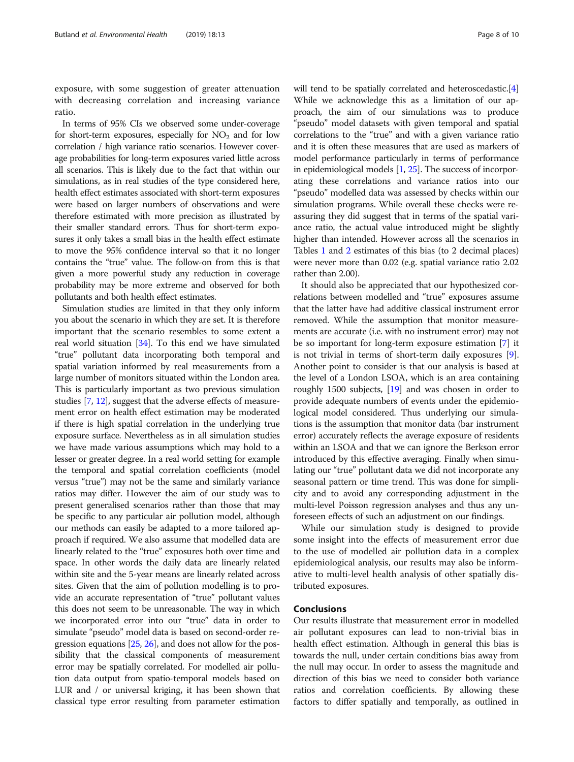exposure, with some suggestion of greater attenuation with decreasing correlation and increasing variance ratio.

In terms of 95% CIs we observed some under-coverage for short-term exposures, especially for $NO_2$ and for low correlation / high variance ratio scenarios. However coverage probabilities for long-term exposures varied little across all scenarios. This is likely due to the fact that within our simulations, as in real studies of the type considered here, health effect estimates associated with short-term exposures were based on larger numbers of observations and were therefore estimated with more precision as illustrated by their smaller standard errors. Thus for short-term exposures it only takes a small bias in the health effect estimate to move the 95% confidence interval so that it no longer contains the "true" value. The follow-on from this is that given a more powerful study any reduction in coverage probability may be more extreme and observed for both pollutants and both health effect estimates.

Simulation studies are limited in that they only inform you about the scenario in which they are set. It is therefore important that the scenario resembles to some extent a real world situation [34]. To this end we have simulated "true" pollutant data incorporating both temporal and spatial variation informed by real measurements from a large number of monitors situated within the London area. This is particularly important as two previous simulation studies [7, 12], suggest that the adverse effects of measurement error on health effect estimation may be moderated if there is high spatial correlation in the underlying true exposure surface. Nevertheless as in all simulation studies we have made various assumptions which may hold to a lesser or greater degree. In a real world setting for example the temporal and spatial correlation coefficients (model versus "true") may not be the same and similarly variance ratios may differ. However the aim of our study was to present generalised scenarios rather than those that may be specific to any particular air pollution model, although our methods can easily be adapted to a more tailored approach if required. We also assume that modelled data are linearly related to the "true" exposures both over time and space. In other words the daily data are linearly related within site and the 5-year means are linearly related across sites. Given that the aim of pollution modelling is to provide an accurate representation of "true" pollutant values this does not seem to be unreasonable. The way in which we incorporated error into our "true" data in order to simulate "pseudo" model data is based on second-order regression equations [25, 26], and does not allow for the possibility that the classical components of measurement error may be spatially correlated. For modelled air pollution data output from spatio-temporal models based on LUR and / or universal kriging, it has been shown that classical type error resulting from parameter estimation will tend to be spatially correlated and heteroscedastic.[4] While we acknowledge this as a limitation of our approach, the aim of our simulations was to produce "pseudo" model datasets with given temporal and spatial correlations to the "true" and with a given variance ratio and it is often these measures that are used as markers of model performance particularly in terms of performance in epidemiological models [1, 25]. The success of incorporating these correlations and variance ratios into our "pseudo" modelled data was assessed by checks within our simulation programs. While overall these checks were reassuring they did suggest that in terms of the spatial variance ratio, the actual value introduced might be slightly higher than intended. However across all the scenarios in Tables 1 and 2 estimates of this bias (to 2 decimal places) were never more than 0.02 (e.g. spatial variance ratio 2.02 rather than 2.00).

It should also be appreciated that our hypothesized correlations between modelled and "true" exposures assume that the latter have had additive classical instrument error removed. While the assumption that monitor measurements are accurate (i.e. with no instrument error) may not be so important for long-term exposure estimation [7] it is not trivial in terms of short-term daily exposures [9]. Another point to consider is that our analysis is based at the level of a London LSOA, which is an area containing roughly 1500 subjects, [19] and was chosen in order to provide adequate numbers of events under the epidemiological model considered. Thus underlying our simulations is the assumption that monitor data (bar instrument error) accurately reflects the average exposure of residents within an LSOA and that we can ignore the Berkson error introduced by this effective averaging. Finally when simulating our "true" pollutant data we did not incorporate any seasonal pattern or time trend. This was done for simplicity and to avoid any corresponding adjustment in the multi-level Poisson regression analyses and thus any unforeseen effects of such an adjustment on our findings.

While our simulation study is designed to provide some insight into the effects of measurement error due to the use of modelled air pollution data in a complex epidemiological analysis, our results may also be informative to multi-level health analysis of other spatially distributed exposures.

## Conclusions

Our results illustrate that measurement error in modelled air pollutant exposures can lead to non-trivial bias in health effect estimation. Although in general this bias is towards the null, under certain conditions bias away from the null may occur. In order to assess the magnitude and direction of this bias we need to consider both variance ratios and correlation coefficients. By allowing these factors to differ spatially and temporally, as outlined in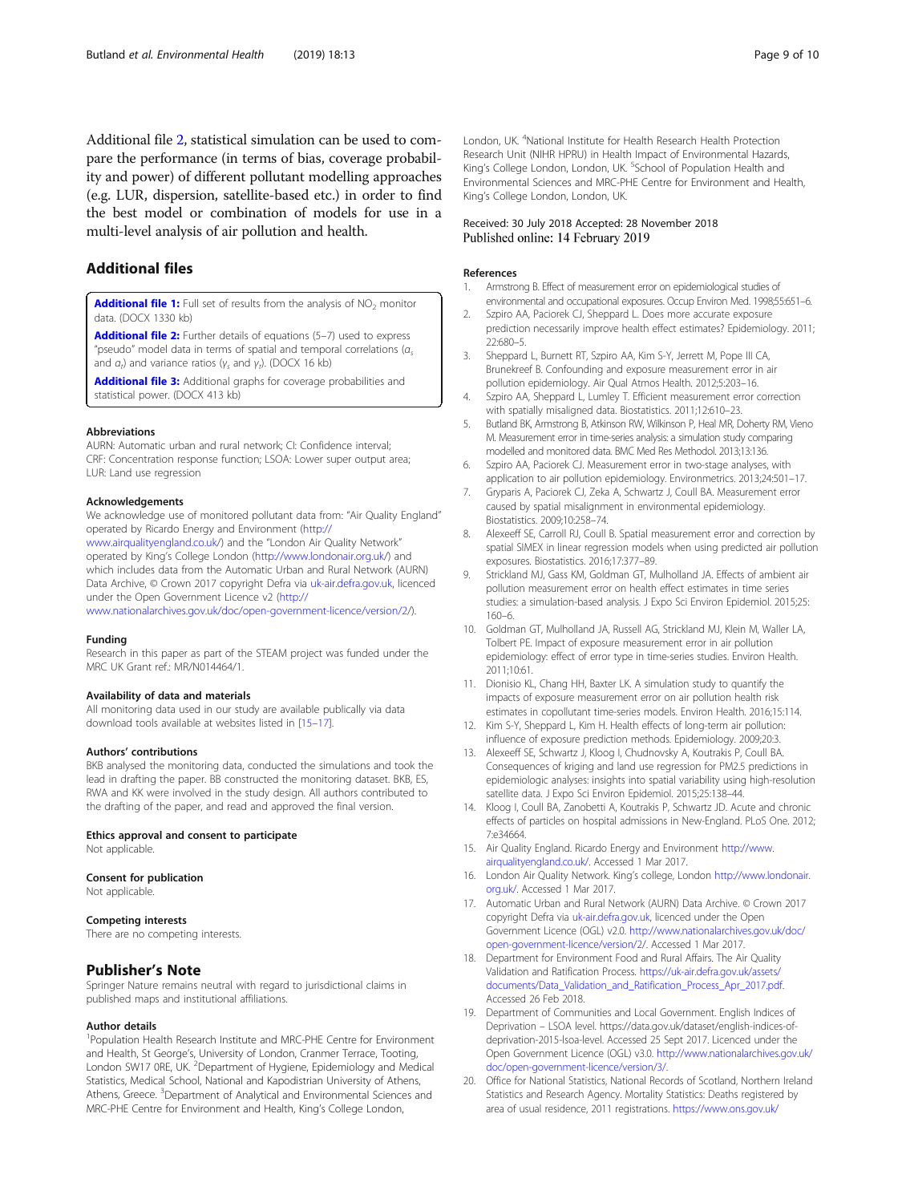Additional file 2, statistical simulation can be used to compare the performance (in terms of bias, coverage probability and power) of different pollutant modelling approaches (e.g. LUR, dispersion, satellite-based etc.) in order to find the best model or combination of models for use in a multi-level analysis of air pollution and health.

## Additional files

**Additional file 1:** Full set of results from the analysis of $NO_2$ monitor data. (DOCX 1330 kb)

**Additional file 2:** Further details of equations (5–7) used to express "pseudo" model data in terms of spatial and temporal correlations ($\alpha_s$ and $\alpha_t$) and variance ratios ($\gamma_s$ and $\gamma_t$). (DOCX 16 kb)

**Additional file 3:** Additional graphs for coverage probabilities and statistical power. (DOCX 413 kb)

### Abbreviations

AURN: Automatic urban and rural network; CI: Confidence interval; CRF: Concentration response function; LSOA: Lower super output area; LUR: Land use regression

### Acknowledgements

We acknowledge use of monitored pollutant data from: "Air Quality England" operated by Ricardo Energy and Environment (http://www.airqualityengland.co.uk/) and the "London Air Quality Network" operated by King's College London (http://www.londonair.org.uk/) and which includes data from the Automatic Urban and Rural Network (AURN) Data Archive, © Crown 2017 copyright Defra via uk-air.defra.gov.uk, licenced under the Open Government Licence v2 (http://www.nationalarchives.gov.uk/doc/open-government-licence/version/2/).

### Funding

Research in this paper as part of the STEAM project was funded under the MRC UK Grant ref.: MR/N014464/1.

### Availability of data and materials

All monitoring data used in our study are available publically via data download tools available at websites listed in [15–17].

### Authors' contributions

BKB analysed the monitoring data, conducted the simulations and took the lead in drafting the paper. BB constructed the monitoring dataset. BKB, ES, RWA and KK were involved in the study design. All authors contributed to the drafting of the paper, and read and approved the final version.

### Ethics approval and consent to participate

Not applicable.

### Consent for publication

Not applicable.

### Competing interests

There are no competing interests.

## Publisher's Note

Springer Nature remains neutral with regard to jurisdictional claims in published maps and institutional affiliations.

### Author details

[1]Population Health Research Institute and MRC-PHE Centre for Environment and Health, St George's, University of London, Cranmer Terrace, Tooting, London SW17 0RE, UK. [2]Department of Hygiene, Epidemiology and Medical Statistics, Medical School, National and Kapodistrian University of Athens, Athens, Greece. [3]Department of Analytical and Environmental Sciences and MRC-PHE Centre for Environment and Health, King's College London, London, UK. [4]National Institute for Health Research Health Protection Research Unit (NIHR HPRU) in Health Impact of Environmental Hazards, King's College London, London, UK. [5]School of Population Health and Environmental Sciences and MRC-PHE Centre for Environment and Health, King's College London, London, UK.

Received: 30 July 2018 Accepted: 28 November 2018
Published online: 14 February 2019

### References

1. Armstrong B. Effect of measurement error on epidemiological studies of environmental and occupational exposures. Occup Environ Med. 1998;55:651–6.
2. Szpiro AA, Paciorek CJ, Sheppard L. Does more accurate exposure prediction necessarily improve health effect estimates? Epidemiology. 2011; 22:680–5.
3. Sheppard L, Burnett RT, Szpiro AA, Kim S-Y, Jerrett M, Pope III CA, Brunekreef B. Confounding and exposure measurement error in air pollution epidemiology. Air Qual Atmos Health. 2012;5:203–16.
4. Szpiro AA, Sheppard L, Lumley T. Efficient measurement error correction with spatially misaligned data. Biostatistics. 2011;12:610–23.
5. Butland BK, Armstrong B, Atkinson RW, Wilkinson P, Heal MR, Doherty RM, Vieno M. Measurement error in time-series analysis: a simulation study comparing modelled and monitored data. BMC Med Res Methodol. 2013;13:136.
6. Szpiro AA, Paciorek CJ. Measurement error in two-stage analyses, with application to air pollution epidemiology. Environmetrics. 2013;24:501–17.
7. Gryparis A, Paciorek CJ, Zeka A, Schwartz J, Coull BA. Measurement error caused by spatial misalignment in environmental epidemiology. Biostatistics. 2009;10:258–74.
8. Alexeeff SE, Carroll RJ, Coull B. Spatial measurement error and correction by spatial SIMEX in linear regression models when using predicted air pollution exposures. Biostatistics. 2016;17:377–89.
9. Strickland MJ, Gass KM, Goldman GT, Mulholland JA. Effects of ambient air pollution measurement error on health effect estimates in time series studies: a simulation-based analysis. J Expo Sci Environ Epidemiol. 2015;25: 160–6.
10. Goldman GT, Mulholland JA, Russell AG, Strickland MJ, Klein M, Waller LA, Tolbert PE. Impact of exposure measurement error in air pollution epidemiology: effect of error type in time-series studies. Environ Health. 2011;10:61.
11. Dionisio KL, Chang HH, Baxter LK. A simulation study to quantify the impacts of exposure measurement error on air pollution health risk estimates in copollutant time-series models. Environ Health. 2016;15:114.
12. Kim S-Y, Sheppard L, Kim H. Health effects of long-term air pollution: influence of exposure prediction methods. Epidemiology. 2009;20:3.
13. Alexeeff SE, Schwartz J, Kloog I, Chudnovsky A, Koutrakis P, Coull BA. Consequences of kriging and land use regression for PM2.5 predictions in epidemiologic analyses: insights into spatial variability using high-resolution satellite data. J Expo Sci Environ Epidemiol. 2015;25:138–44.
14. Kloog I, Coull BA, Zanobetti A, Koutrakis P, Schwartz JD. Acute and chronic effects of particles on hospital admissions in New-England. PLoS One. 2012; 7:e34664.
15. Air Quality England. Ricardo Energy and Environment http://www.airqualityengland.co.uk/. Accessed 1 Mar 2017.
16. London Air Quality Network. King's college, London http://www.londonair.org.uk/. Accessed 1 Mar 2017.
17. Automatic Urban and Rural Network (AURN) Data Archive. © Crown 2017 copyright Defra via uk-air.defra.gov.uk, licenced under the Open Government Licence (OGL) v2.0. http://www.nationalarchives.gov.uk/doc/open-government-licence/version/2/. Accessed 1 Mar 2017.
18. Department for Environment Food and Rural Affairs. The Air Quality Validation and Ratification Process. https://uk-air.defra.gov.uk/assets/documents/Data_Validation_and_Ratification_Process_Apr_2017.pdf. Accessed 26 Feb 2018.
19. Department of Communities and Local Government. English Indices of Deprivation – LSOA level. https://data.gov.uk/dataset/english-indices-of-deprivation-2015-lsoa-level. Accessed 25 Sept 2017. Licenced under the Open Government Licence (OGL) v3.0. http://www.nationalarchives.gov.uk/doc/open-government-licence/version/3/.
20. Office for National Statistics, National Records of Scotland, Northern Ireland Statistics and Research Agency. Mortality Statistics: Deaths registered by area of usual residence, 2011 registrations. https://www.ons.gov.uk/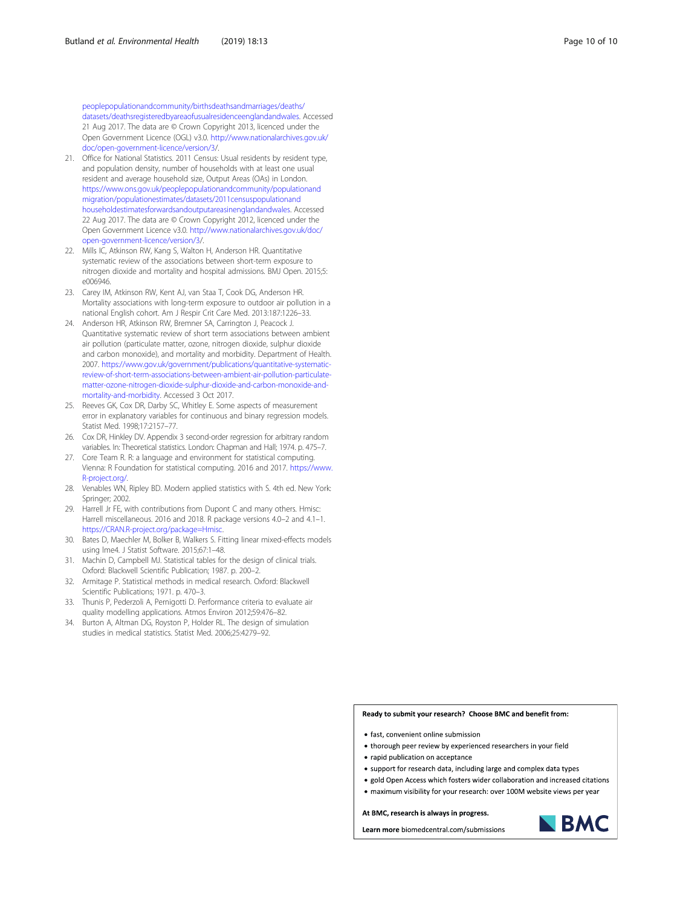peoplepopulationandcommunity/birthsdeathsandmarriages/deaths/datasets/deathsregisteredbyareaofusualresidenceenglandandwales. Accessed 21 Aug 2017. The data are © Crown Copyright 2013, licenced under the Open Government Licence (OGL) v3.0. http://www.nationalarchives.gov.uk/doc/open-government-licence/version/3/.

21. Office for National Statistics. 2011 Census: Usual residents by resident type, and population density, number of households with at least one usual resident and average household size, Output Areas (OAs) in London. https://www.ons.gov.uk/peoplepopulationandcommunity/populationandmigration/populationestimates/datasets/2011censuspopulationandhouseholdestimatesforwardsandoutputareasinenglandandwales. Accessed 22 Aug 2017. The data are © Crown Copyright 2012, licenced under the Open Government Licence v3.0. http://www.nationalarchives.gov.uk/doc/open-government-licence/version/3/.
22. Mills IC, Atkinson RW, Kang S, Walton H, Anderson HR. Quantitative systematic review of the associations between short-term exposure to nitrogen dioxide and mortality and hospital admissions. BMJ Open. 2015;5:e006946.
23. Carey IM, Atkinson RW, Kent AJ, van Staa T, Cook DG, Anderson HR. Mortality associations with long-term exposure to outdoor air pollution in a national English cohort. Am J Respir Crit Care Med. 2013:187:1226–33.
24. Anderson HR, Atkinson RW, Bremner SA, Carrington J, Peacock J. Quantitative systematic review of short term associations between ambient air pollution (particulate matter, ozone, nitrogen dioxide, sulphur dioxide and carbon monoxide), and mortality and morbidity. Department of Health. 2007. https://www.gov.uk/government/publications/quantitative-systematic-review-of-short-term-associations-between-ambient-air-pollution-particulate-matter-ozone-nitrogen-dioxide-sulphur-dioxide-and-carbon-monoxide-and-mortality-and-morbidity. Accessed 3 Oct 2017.
25. Reeves GK, Cox DR, Darby SC, Whitley E. Some aspects of measurement error in explanatory variables for continuous and binary regression models. Statist Med. 1998;17:2157–77.
26. Cox DR, Hinkley DV. Appendix 3 second-order regression for arbitrary random variables. In: Theoretical statistics. London: Chapman and Hall; 1974. p. 475–7.
27. Core Team R. R: a language and environment for statistical computing. Vienna: R Foundation for statistical computing. 2016 and 2017. https://www.R-project.org/.
28. Venables WN, Ripley BD. Modern applied statistics with S. 4th ed. New York: Springer; 2002.
29. Harrell Jr FE, with contributions from Dupont C and many others. Hmisc: Harrell miscellaneous. 2016 and 2018. R package versions 4.0–2 and 4.1–1. https://CRAN.R-project.org/package=Hmisc.
30. Bates D, Maechler M, Bolker B, Walkers S. Fitting linear mixed-effects models using lme4. J Statist Software. 2015;67:1–48.
31. Machin D, Campbell MJ. Statistical tables for the design of clinical trials. Oxford: Blackwell Scientific Publication; 1987. p. 200–2.
32. Armitage P. Statistical methods in medical research. Oxford: Blackwell Scientific Publications; 1971. p. 470–3.
33. Thunis P, Pederzoli A, Pernigotti D. Performance criteria to evaluate air quality modelling applications. Atmos Environ 2012;59:476–82.
34. Burton A, Altman DG, Royston P, Holder RL. The design of simulation studies in medical statistics. Statist Med. 2006;25:4279–92.

**Ready to submit your research? Choose BMC and benefit from:**

- fast, convenient online submission
- thorough peer review by experienced researchers in your field
- rapid publication on acceptance
- support for research data, including large and complex data types
- gold Open Access which fosters wider collaboration and increased citations
- maximum visibility for your research: over 100M website views per year

**At BMC, research is always in progress.**

**Learn more** biomedcentral.com/submissions

BMC